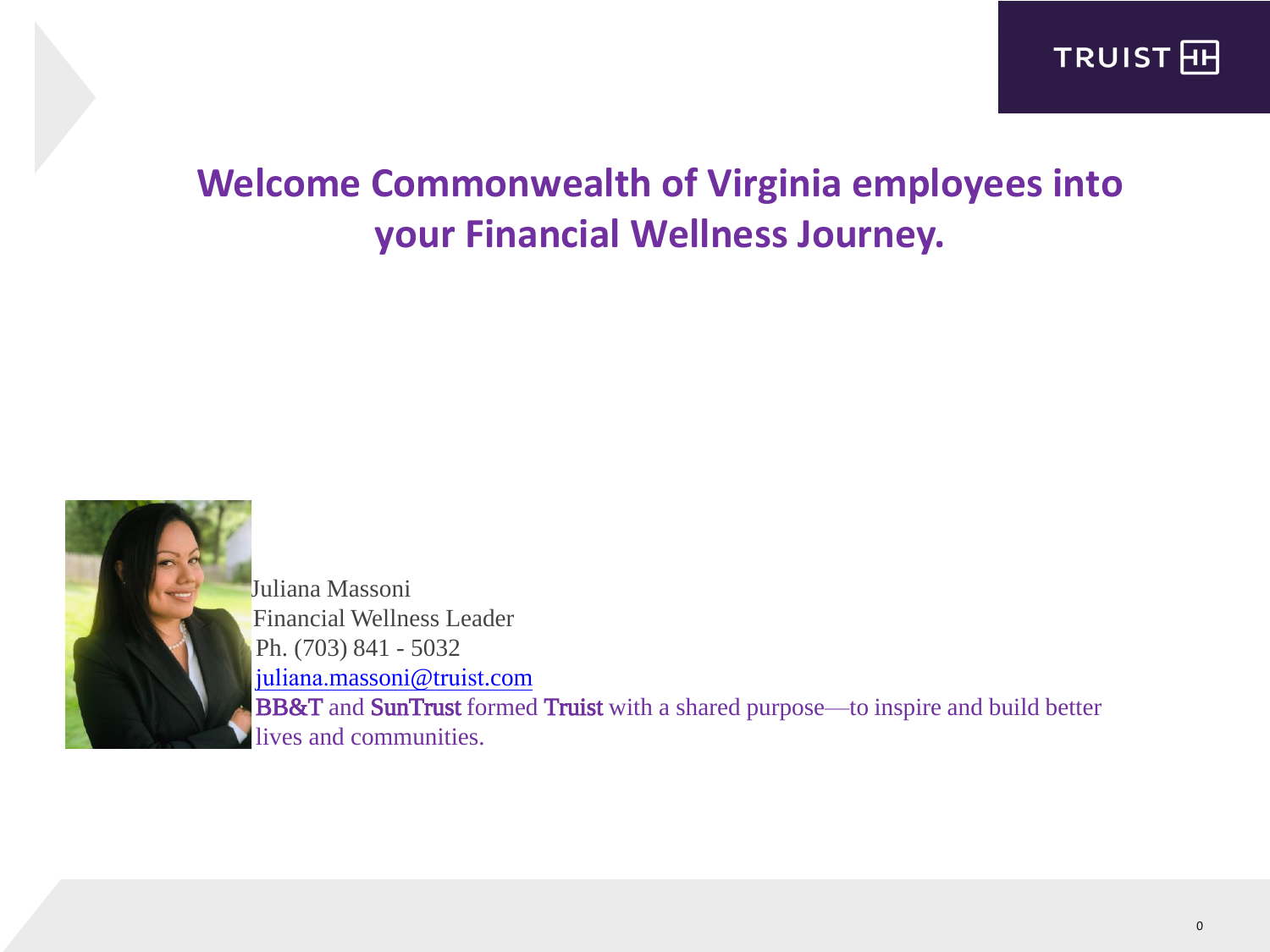# Welcome Commonwealth of Virginia employees into your Financial Wellness Journey.

Juliana Massoni
Financial Wellness Leader
Ph. (703) 841 - 5032
juliana.massoni@truist.com

BB&T and SunTrust formed Truist with a shared purpose—to inspire and build better lives and communities.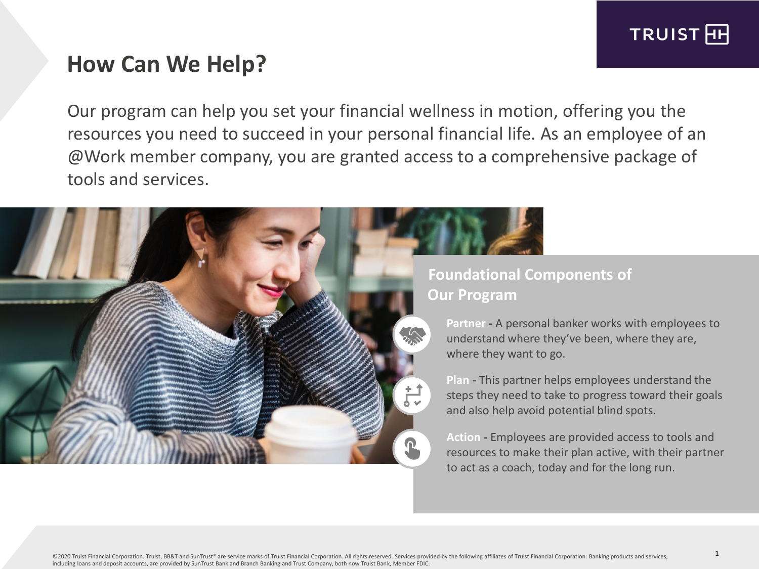# How Can We Help?

Our program can help you set your financial wellness in motion, offering you the resources you need to succeed in your personal financial life. As an employee of an @Work member company, you are granted access to a comprehensive package of tools and services.

## Foundational Components of Our Program

**Partner -** A personal banker works with employees to understand where they've been, where they are, where they want to go.

**Plan -** This partner helps employees understand the steps they need to take to progress toward their goals and also help avoid potential blind spots.

**Action -** Employees are provided access to tools and resources to make their plan active, with their partner to act as a coach, today and for the long run.

©2020 Truist Financial Corporation. Truist, BB&T and SunTrust® are service marks of Truist Financial Corporation. All rights reserved. Services provided by the following affiliates of Truist Financial Corporation: Banking products and services, including loans and deposit accounts, are provided by SunTrust Bank and Branch Banking and Trust Company, both now Truist Bank, Member FDIC.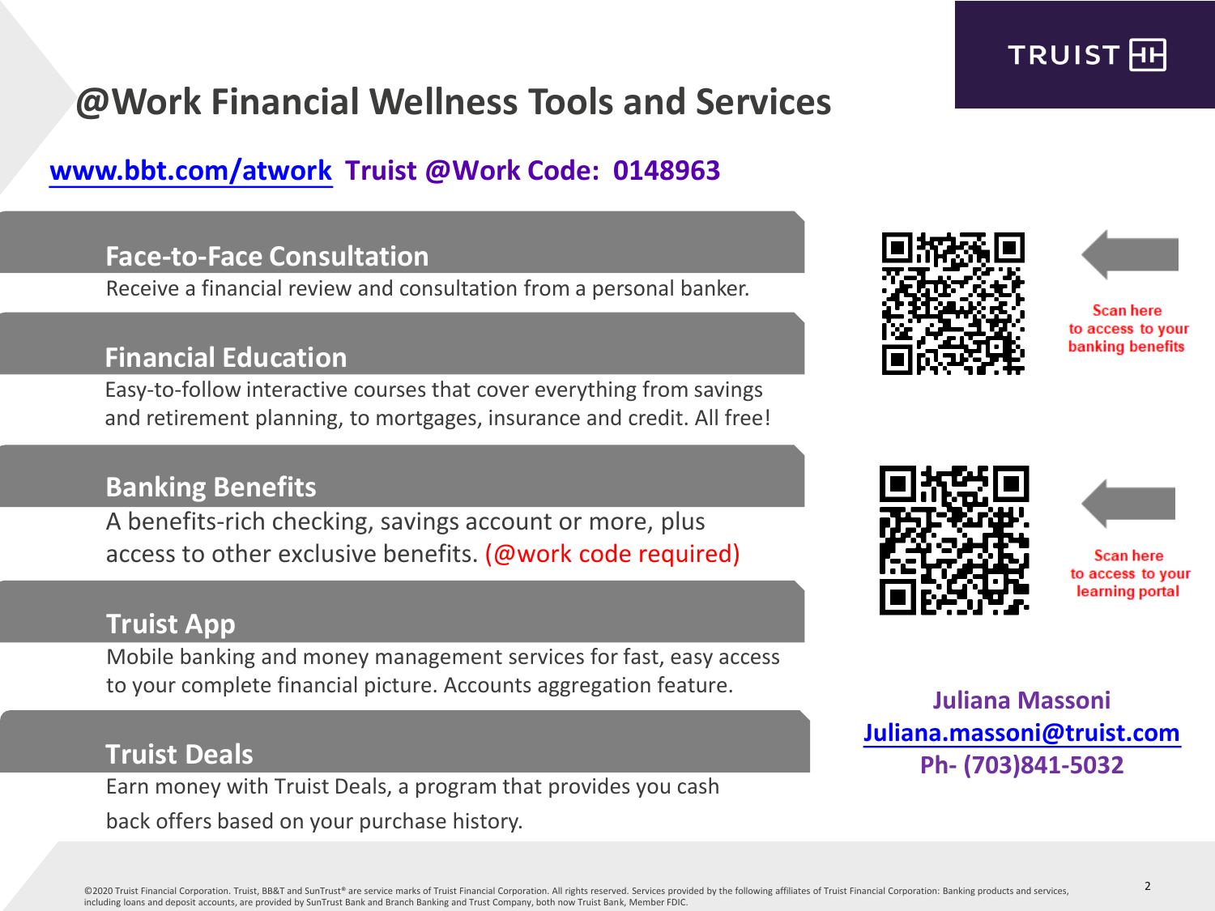TRUIST

# @Work Financial Wellness Tools and Services

**www.bbt.com/atwork  Truist @Work Code:  0148963**

## Face-to-Face Consultation

Receive a financial review and consultation from a personal banker.

## Financial Education

Easy-to-follow interactive courses that cover everything from savings and retirement planning, to mortgages, insurance and credit. All free!

## Banking Benefits

A benefits-rich checking, savings account or more, plus access to other exclusive benefits. (@work code required)

## Truist App

Mobile banking and money management services for fast, easy access to your complete financial picture. Accounts aggregation feature.

## Truist Deals

Earn money with Truist Deals, a program that provides you cash back offers based on your purchase history.

Scan here to access to your banking benefits

Scan here to access to your learning portal

**Juliana Massoni**
**Juliana.massoni@truist.com**
**Ph- (703)841-5032**

©2020 Truist Financial Corporation. Truist, BB&T and SunTrust® are service marks of Truist Financial Corporation. All rights reserved. Services provided by the following affiliates of Truist Financial Corporation: Banking products and services, including loans and deposit accounts, are provided by SunTrust Bank and Branch Banking and Trust Company, both now Truist Bank, Member FDIC.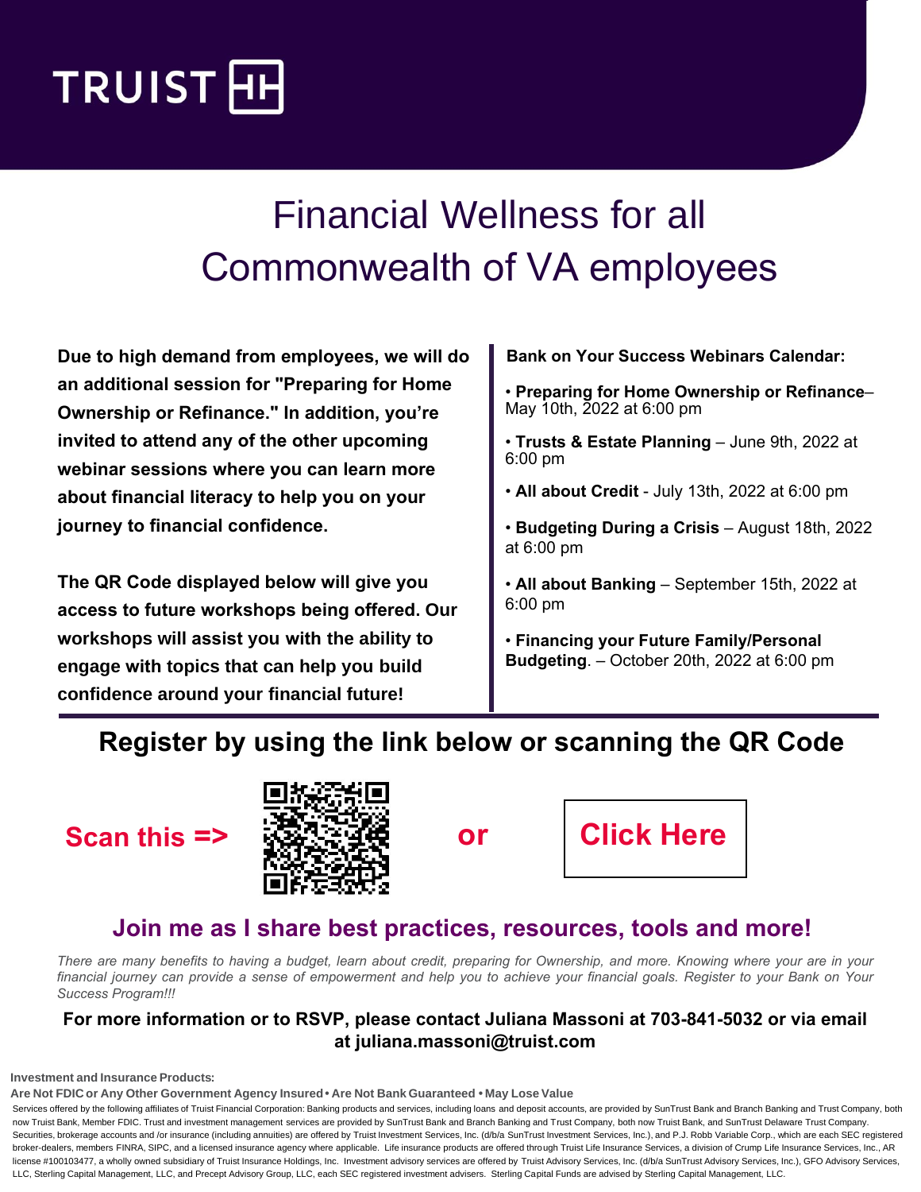TRUIST

# Financial Wellness for all Commonwealth of VA employees

**Due to high demand from employees, we will do an additional session for "Preparing for Home Ownership or Refinance." In addition, you're invited to attend any of the other upcoming webinar sessions where you can learn more about financial literacy to help you on your journey to financial confidence.**

**The QR Code displayed below will give you access to future workshops being offered. Our workshops will assist you with the ability to engage with topics that can help you build confidence around your financial future!**

**Bank on Your Success Webinars Calendar:**

- **Preparing for Home Ownership or Refinance**– May 10th, 2022 at 6:00 pm
- **Trusts & Estate Planning** – June 9th, 2022 at 6:00 pm
- **All about Credit** - July 13th, 2022 at 6:00 pm
- **Budgeting During a Crisis** – August 18th, 2022 at 6:00 pm
- **All about Banking** – September 15th, 2022 at 6:00 pm
- **Financing your Future Family/Personal Budgeting**. – October 20th, 2022 at 6:00 pm

## Register by using the link below or scanning the QR Code

**Scan this =>** or **Click Here**

## Join me as I share best practices, resources, tools and more!

*There are many benefits to having a budget, learn about credit, preparing for Ownership, and more. Knowing where your are in your financial journey can provide a sense of empowerment and help you to achieve your financial goals. Register to your Bank on Your Success Program!!!*

**For more information or to RSVP, please contact Juliana Massoni at 703-841-5032 or via email at juliana.massoni@truist.com**

**Investment and Insurance Products:**

**Are Not FDIC or Any Other Government Agency Insured • Are Not Bank Guaranteed • May Lose Value**

Services offered by the following affiliates of Truist Financial Corporation: Banking products and services, including loans and deposit accounts, are provided by SunTrust Bank and Branch Banking and Trust Company, both now Truist Bank, Member FDIC. Trust and investment management services are provided by SunTrust Bank and Branch Banking and Trust Company, both now Truist Bank, and SunTrust Delaware Trust Company. Securities, brokerage accounts and /or insurance (including annuities) are offered by Truist Investment Services, Inc. (d/b/a SunTrust Investment Services, Inc.), and P.J. Robb Variable Corp., which are each SEC registered broker-dealers, members FINRA, SIPC, and a licensed insurance agency where applicable. Life insurance products are offered through Truist Life Insurance Services, a division of Crump Life Insurance Services, Inc., AR license #100103477, a wholly owned subsidiary of Truist Insurance Holdings, Inc. Investment advisory services are offered by Truist Advisory Services, Inc. (d/b/a SunTrust Advisory Services, Inc.), GFO Advisory Services, LLC, Sterling Capital Management, LLC, and Precept Advisory Group, LLC, each SEC registered investment advisers. Sterling Capital Funds are advised by Sterling Capital Management, LLC.